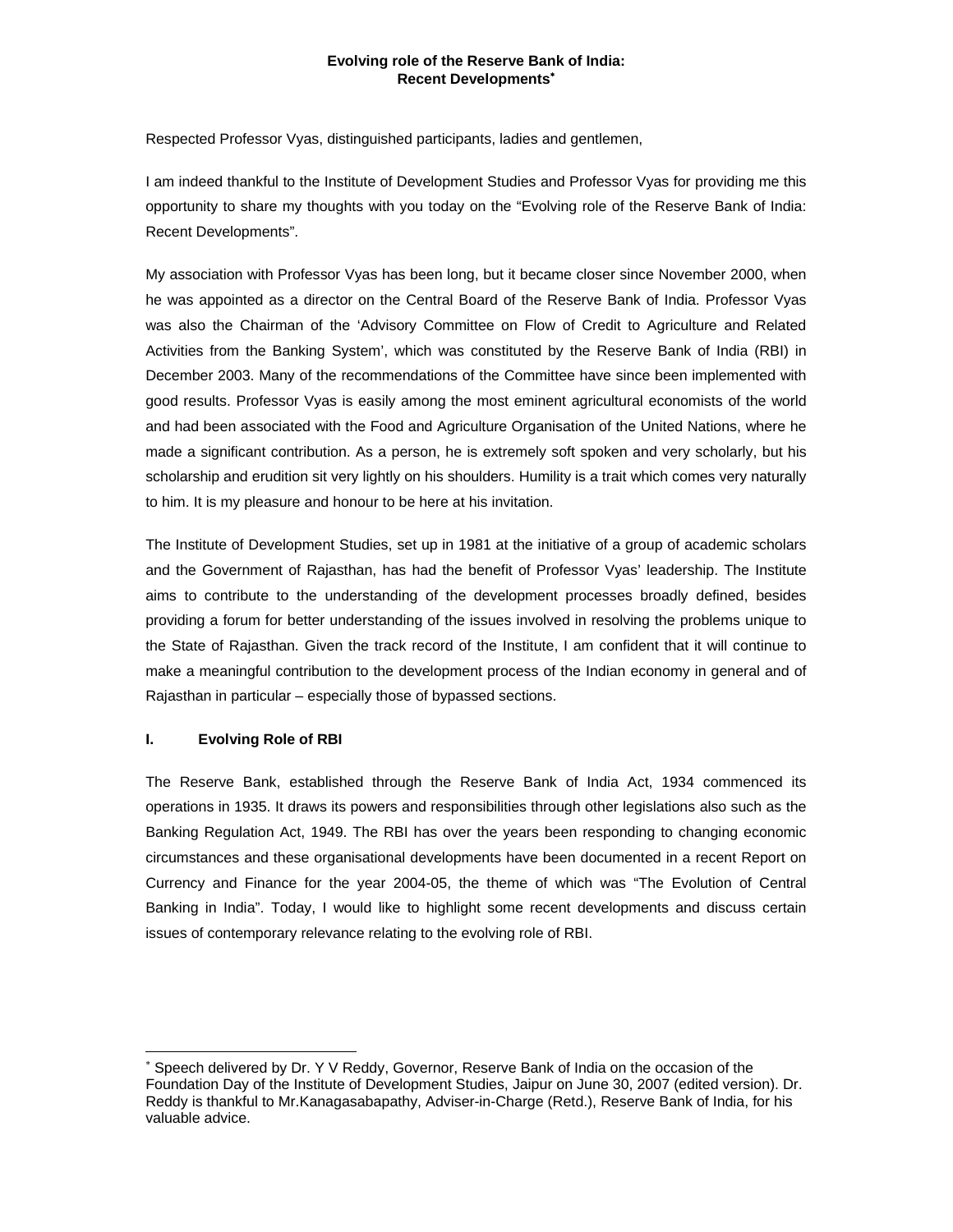# Evolving role of the Reserve Bank of India: Recent Developments[*]

Respected Professor Vyas, distinguished participants, ladies and gentlemen,

I am indeed thankful to the Institute of Development Studies and Professor Vyas for providing me this opportunity to share my thoughts with you today on the "Evolving role of the Reserve Bank of India: Recent Developments".

My association with Professor Vyas has been long, but it became closer since November 2000, when he was appointed as a director on the Central Board of the Reserve Bank of India. Professor Vyas was also the Chairman of the 'Advisory Committee on Flow of Credit to Agriculture and Related Activities from the Banking System', which was constituted by the Reserve Bank of India (RBI) in December 2003. Many of the recommendations of the Committee have since been implemented with good results. Professor Vyas is easily among the most eminent agricultural economists of the world and had been associated with the Food and Agriculture Organisation of the United Nations, where he made a significant contribution. As a person, he is extremely soft spoken and very scholarly, but his scholarship and erudition sit very lightly on his shoulders. Humility is a trait which comes very naturally to him. It is my pleasure and honour to be here at his invitation.

The Institute of Development Studies, set up in 1981 at the initiative of a group of academic scholars and the Government of Rajasthan, has had the benefit of Professor Vyas' leadership. The Institute aims to contribute to the understanding of the development processes broadly defined, besides providing a forum for better understanding of the issues involved in resolving the problems unique to the State of Rajasthan. Given the track record of the Institute, I am confident that it will continue to make a meaningful contribution to the development process of the Indian economy in general and of Rajasthan in particular – especially those of bypassed sections.

## I. Evolving Role of RBI

The Reserve Bank, established through the Reserve Bank of India Act, 1934 commenced its operations in 1935. It draws its powers and responsibilities through other legislations also such as the Banking Regulation Act, 1949. The RBI has over the years been responding to changing economic circumstances and these organisational developments have been documented in a recent Report on Currency and Finance for the year 2004-05, the theme of which was "The Evolution of Central Banking in India". Today, I would like to highlight some recent developments and discuss certain issues of contemporary relevance relating to the evolving role of RBI.

---

[*] Speech delivered by Dr. Y V Reddy, Governor, Reserve Bank of India on the occasion of the Foundation Day of the Institute of Development Studies, Jaipur on June 30, 2007 (edited version). Dr. Reddy is thankful to Mr.Kanagasabapathy, Adviser-in-Charge (Retd.), Reserve Bank of India, for his valuable advice.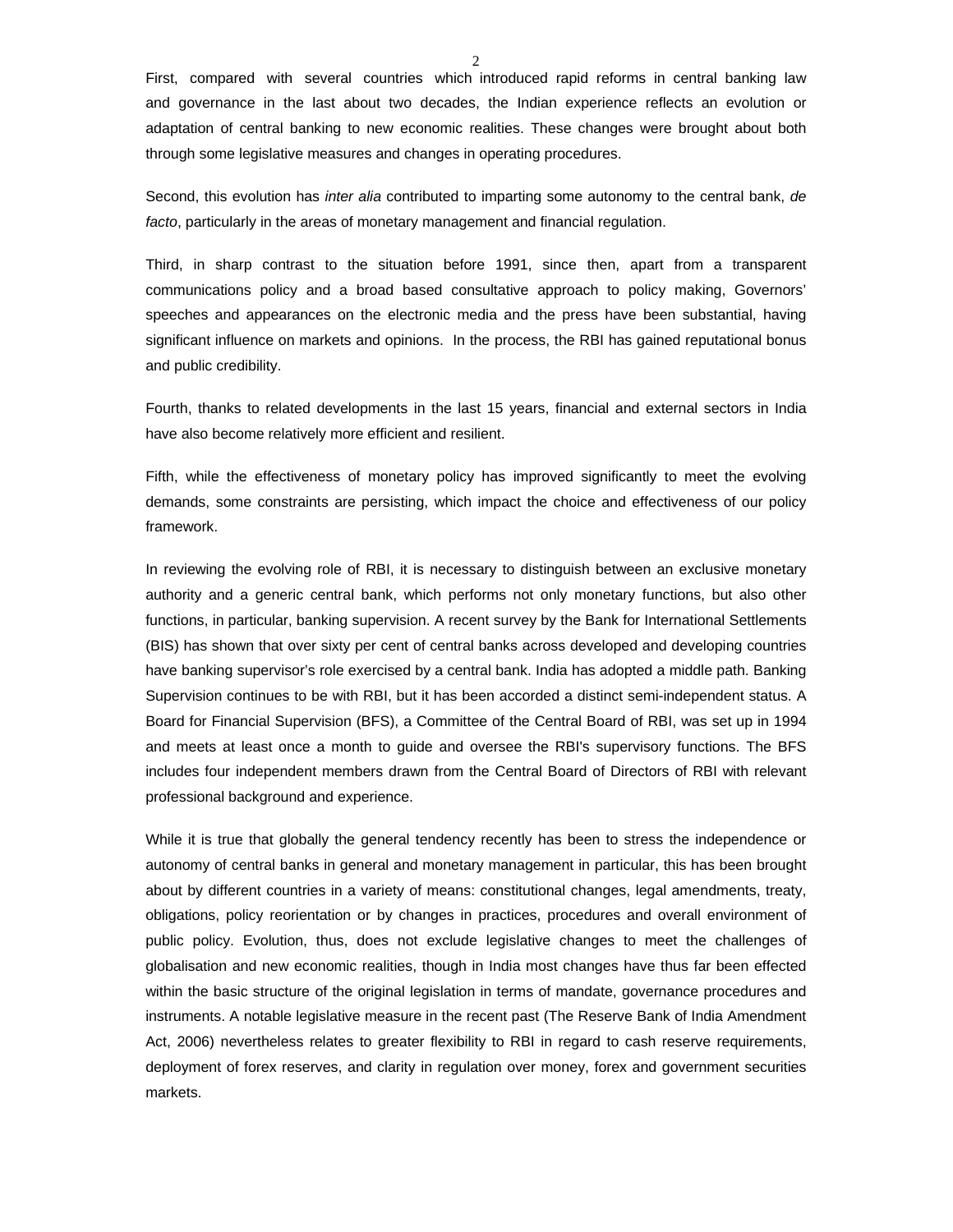First, compared with several countries which introduced rapid reforms in central banking law and governance in the last about two decades, the Indian experience reflects an evolution or adaptation of central banking to new economic realities. These changes were brought about both through some legislative measures and changes in operating procedures.

Second, this evolution has *inter alia* contributed to imparting some autonomy to the central bank, *de facto*, particularly in the areas of monetary management and financial regulation.

Third, in sharp contrast to the situation before 1991, since then, apart from a transparent communications policy and a broad based consultative approach to policy making, Governors' speeches and appearances on the electronic media and the press have been substantial, having significant influence on markets and opinions. In the process, the RBI has gained reputational bonus and public credibility.

Fourth, thanks to related developments in the last 15 years, financial and external sectors in India have also become relatively more efficient and resilient.

Fifth, while the effectiveness of monetary policy has improved significantly to meet the evolving demands, some constraints are persisting, which impact the choice and effectiveness of our policy framework.

In reviewing the evolving role of RBI, it is necessary to distinguish between an exclusive monetary authority and a generic central bank, which performs not only monetary functions, but also other functions, in particular, banking supervision. A recent survey by the Bank for International Settlements (BIS) has shown that over sixty per cent of central banks across developed and developing countries have banking supervisor's role exercised by a central bank. India has adopted a middle path. Banking Supervision continues to be with RBI, but it has been accorded a distinct semi-independent status. A Board for Financial Supervision (BFS), a Committee of the Central Board of RBI, was set up in 1994 and meets at least once a month to guide and oversee the RBI's supervisory functions. The BFS includes four independent members drawn from the Central Board of Directors of RBI with relevant professional background and experience.

While it is true that globally the general tendency recently has been to stress the independence or autonomy of central banks in general and monetary management in particular, this has been brought about by different countries in a variety of means: constitutional changes, legal amendments, treaty, obligations, policy reorientation or by changes in practices, procedures and overall environment of public policy. Evolution, thus, does not exclude legislative changes to meet the challenges of globalisation and new economic realities, though in India most changes have thus far been effected within the basic structure of the original legislation in terms of mandate, governance procedures and instruments. A notable legislative measure in the recent past (The Reserve Bank of India Amendment Act, 2006) nevertheless relates to greater flexibility to RBI in regard to cash reserve requirements, deployment of forex reserves, and clarity in regulation over money, forex and government securities markets.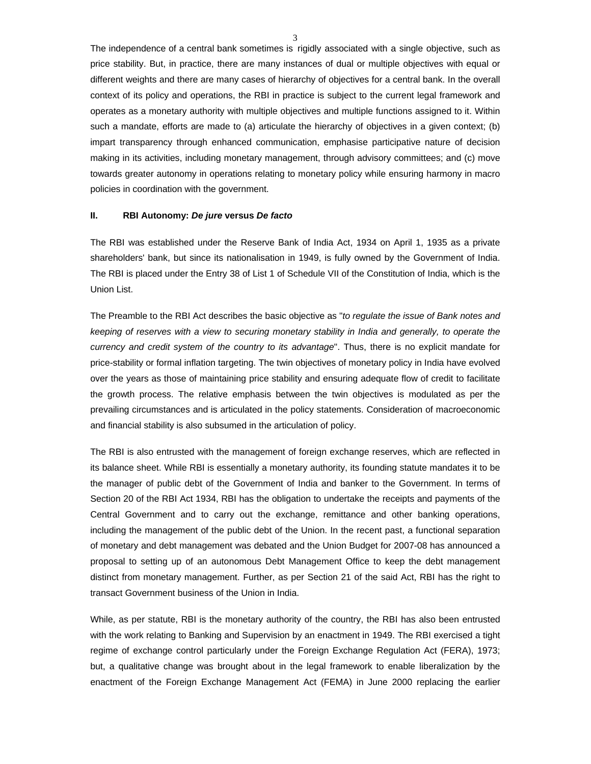The independence of a central bank sometimes is rigidly associated with a single objective, such as price stability. But, in practice, there are many instances of dual or multiple objectives with equal or different weights and there are many cases of hierarchy of objectives for a central bank. In the overall context of its policy and operations, the RBI in practice is subject to the current legal framework and operates as a monetary authority with multiple objectives and multiple functions assigned to it. Within such a mandate, efforts are made to (a) articulate the hierarchy of objectives in a given context; (b) impart transparency through enhanced communication, emphasise participative nature of decision making in its activities, including monetary management, through advisory committees; and (c) move towards greater autonomy in operations relating to monetary policy while ensuring harmony in macro policies in coordination with the government.

## II. RBI Autonomy: *De jure* versus *De facto*

The RBI was established under the Reserve Bank of India Act, 1934 on April 1, 1935 as a private shareholders' bank, but since its nationalisation in 1949, is fully owned by the Government of India. The RBI is placed under the Entry 38 of List 1 of Schedule VII of the Constitution of India, which is the Union List.

The Preamble to the RBI Act describes the basic objective as "*to regulate the issue of Bank notes and keeping of reserves with a view to securing monetary stability in India and generally, to operate the currency and credit system of the country to its advantage*". Thus, there is no explicit mandate for price-stability or formal inflation targeting. The twin objectives of monetary policy in India have evolved over the years as those of maintaining price stability and ensuring adequate flow of credit to facilitate the growth process. The relative emphasis between the twin objectives is modulated as per the prevailing circumstances and is articulated in the policy statements. Consideration of macroeconomic and financial stability is also subsumed in the articulation of policy.

The RBI is also entrusted with the management of foreign exchange reserves, which are reflected in its balance sheet. While RBI is essentially a monetary authority, its founding statute mandates it to be the manager of public debt of the Government of India and banker to the Government. In terms of Section 20 of the RBI Act 1934, RBI has the obligation to undertake the receipts and payments of the Central Government and to carry out the exchange, remittance and other banking operations, including the management of the public debt of the Union. In the recent past, a functional separation of monetary and debt management was debated and the Union Budget for 2007-08 has announced a proposal to setting up of an autonomous Debt Management Office to keep the debt management distinct from monetary management. Further, as per Section 21 of the said Act, RBI has the right to transact Government business of the Union in India.

While, as per statute, RBI is the monetary authority of the country, the RBI has also been entrusted with the work relating to Banking and Supervision by an enactment in 1949. The RBI exercised a tight regime of exchange control particularly under the Foreign Exchange Regulation Act (FERA), 1973; but, a qualitative change was brought about in the legal framework to enable liberalization by the enactment of the Foreign Exchange Management Act (FEMA) in June 2000 replacing the earlier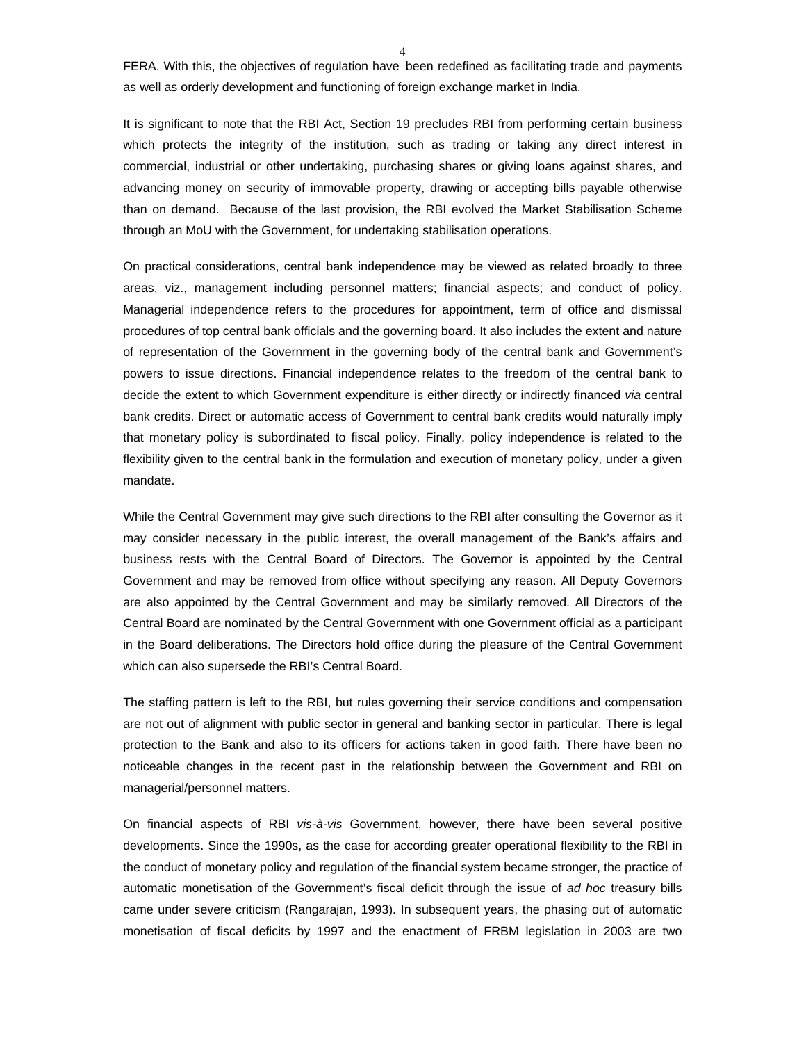FERA. With this, the objectives of regulation have been redefined as facilitating trade and payments as well as orderly development and functioning of foreign exchange market in India.

It is significant to note that the RBI Act, Section 19 precludes RBI from performing certain business which protects the integrity of the institution, such as trading or taking any direct interest in commercial, industrial or other undertaking, purchasing shares or giving loans against shares, and advancing money on security of immovable property, drawing or accepting bills payable otherwise than on demand. Because of the last provision, the RBI evolved the Market Stabilisation Scheme through an MoU with the Government, for undertaking stabilisation operations.

On practical considerations, central bank independence may be viewed as related broadly to three areas, viz., management including personnel matters; financial aspects; and conduct of policy. Managerial independence refers to the procedures for appointment, term of office and dismissal procedures of top central bank officials and the governing board. It also includes the extent and nature of representation of the Government in the governing body of the central bank and Government's powers to issue directions. Financial independence relates to the freedom of the central bank to decide the extent to which Government expenditure is either directly or indirectly financed *via* central bank credits. Direct or automatic access of Government to central bank credits would naturally imply that monetary policy is subordinated to fiscal policy. Finally, policy independence is related to the flexibility given to the central bank in the formulation and execution of monetary policy, under a given mandate.

While the Central Government may give such directions to the RBI after consulting the Governor as it may consider necessary in the public interest, the overall management of the Bank's affairs and business rests with the Central Board of Directors. The Governor is appointed by the Central Government and may be removed from office without specifying any reason. All Deputy Governors are also appointed by the Central Government and may be similarly removed. All Directors of the Central Board are nominated by the Central Government with one Government official as a participant in the Board deliberations. The Directors hold office during the pleasure of the Central Government which can also supersede the RBI's Central Board.

The staffing pattern is left to the RBI, but rules governing their service conditions and compensation are not out of alignment with public sector in general and banking sector in particular. There is legal protection to the Bank and also to its officers for actions taken in good faith. There have been no noticeable changes in the recent past in the relationship between the Government and RBI on managerial/personnel matters.

On financial aspects of RBI *vis-à-vis* Government, however, there have been several positive developments. Since the 1990s, as the case for according greater operational flexibility to the RBI in the conduct of monetary policy and regulation of the financial system became stronger, the practice of automatic monetisation of the Government's fiscal deficit through the issue of *ad hoc* treasury bills came under severe criticism (Rangarajan, 1993). In subsequent years, the phasing out of automatic monetisation of fiscal deficits by 1997 and the enactment of FRBM legislation in 2003 are two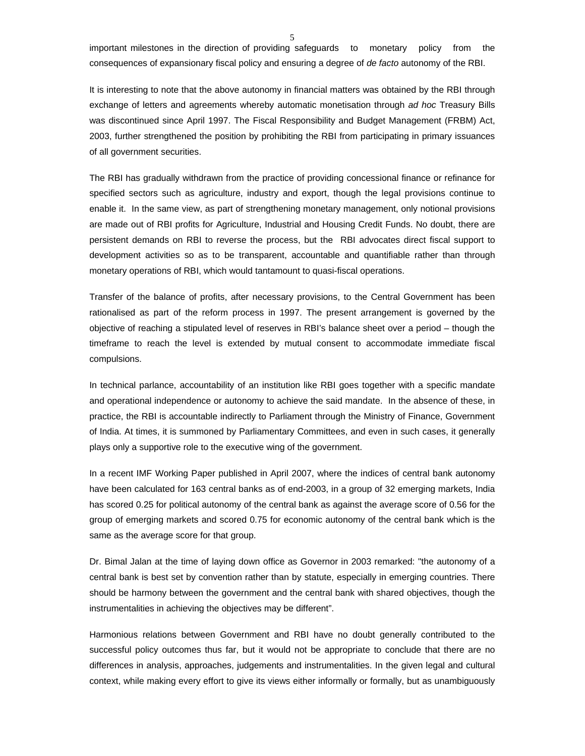important milestones in the direction of providing safeguards to monetary policy from the consequences of expansionary fiscal policy and ensuring a degree of *de facto* autonomy of the RBI.

It is interesting to note that the above autonomy in financial matters was obtained by the RBI through exchange of letters and agreements whereby automatic monetisation through *ad hoc* Treasury Bills was discontinued since April 1997. The Fiscal Responsibility and Budget Management (FRBM) Act, 2003, further strengthened the position by prohibiting the RBI from participating in primary issuances of all government securities.

The RBI has gradually withdrawn from the practice of providing concessional finance or refinance for specified sectors such as agriculture, industry and export, though the legal provisions continue to enable it. In the same view, as part of strengthening monetary management, only notional provisions are made out of RBI profits for Agriculture, Industrial and Housing Credit Funds. No doubt, there are persistent demands on RBI to reverse the process, but the RBI advocates direct fiscal support to development activities so as to be transparent, accountable and quantifiable rather than through monetary operations of RBI, which would tantamount to quasi-fiscal operations.

Transfer of the balance of profits, after necessary provisions, to the Central Government has been rationalised as part of the reform process in 1997. The present arrangement is governed by the objective of reaching a stipulated level of reserves in RBI's balance sheet over a period – though the timeframe to reach the level is extended by mutual consent to accommodate immediate fiscal compulsions.

In technical parlance, accountability of an institution like RBI goes together with a specific mandate and operational independence or autonomy to achieve the said mandate. In the absence of these, in practice, the RBI is accountable indirectly to Parliament through the Ministry of Finance, Government of India. At times, it is summoned by Parliamentary Committees, and even in such cases, it generally plays only a supportive role to the executive wing of the government.

In a recent IMF Working Paper published in April 2007, where the indices of central bank autonomy have been calculated for 163 central banks as of end-2003, in a group of 32 emerging markets, India has scored 0.25 for political autonomy of the central bank as against the average score of 0.56 for the group of emerging markets and scored 0.75 for economic autonomy of the central bank which is the same as the average score for that group.

Dr. Bimal Jalan at the time of laying down office as Governor in 2003 remarked: "the autonomy of a central bank is best set by convention rather than by statute, especially in emerging countries. There should be harmony between the government and the central bank with shared objectives, though the instrumentalities in achieving the objectives may be different".

Harmonious relations between Government and RBI have no doubt generally contributed to the successful policy outcomes thus far, but it would not be appropriate to conclude that there are no differences in analysis, approaches, judgements and instrumentalities. In the given legal and cultural context, while making every effort to give its views either informally or formally, but as unambiguously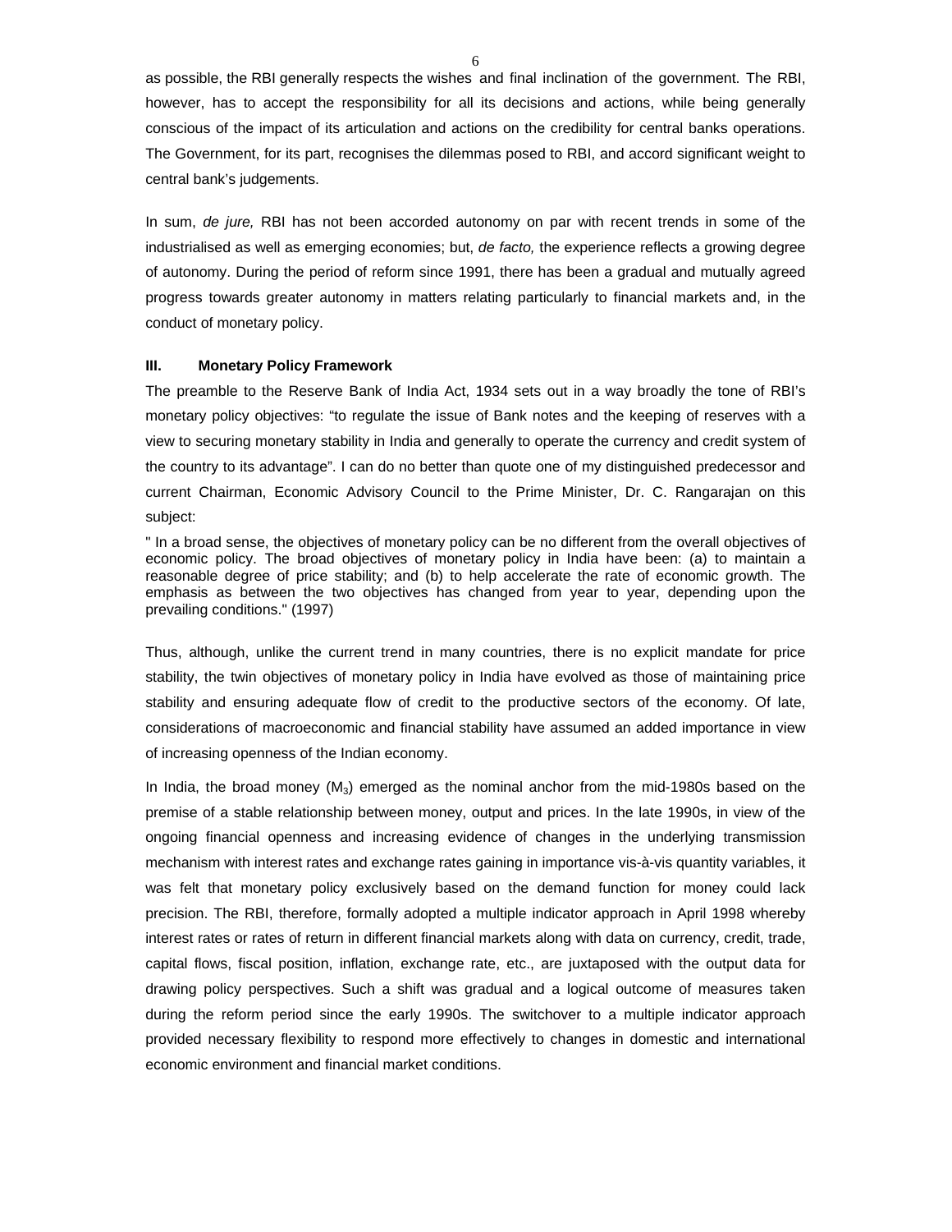as possible, the RBI generally respects the wishes and final inclination of the government. The RBI, however, has to accept the responsibility for all its decisions and actions, while being generally conscious of the impact of its articulation and actions on the credibility for central banks operations. The Government, for its part, recognises the dilemmas posed to RBI, and accord significant weight to central bank's judgements.

In sum, *de jure,* RBI has not been accorded autonomy on par with recent trends in some of the industrialised as well as emerging economies; but, *de facto,* the experience reflects a growing degree of autonomy. During the period of reform since 1991, there has been a gradual and mutually agreed progress towards greater autonomy in matters relating particularly to financial markets and, in the conduct of monetary policy.

### III. Monetary Policy Framework

The preamble to the Reserve Bank of India Act, 1934 sets out in a way broadly the tone of RBI's monetary policy objectives: "to regulate the issue of Bank notes and the keeping of reserves with a view to securing monetary stability in India and generally to operate the currency and credit system of the country to its advantage". I can do no better than quote one of my distinguished predecessor and current Chairman, Economic Advisory Council to the Prime Minister, Dr. C. Rangarajan on this subject:

" In a broad sense, the objectives of monetary policy can be no different from the overall objectives of economic policy. The broad objectives of monetary policy in India have been: (a) to maintain a reasonable degree of price stability; and (b) to help accelerate the rate of economic growth. The emphasis as between the two objectives has changed from year to year, depending upon the prevailing conditions." (1997)

Thus, although, unlike the current trend in many countries, there is no explicit mandate for price stability, the twin objectives of monetary policy in India have evolved as those of maintaining price stability and ensuring adequate flow of credit to the productive sectors of the economy. Of late, considerations of macroeconomic and financial stability have assumed an added importance in view of increasing openness of the Indian economy.

In India, the broad money ($M_3$) emerged as the nominal anchor from the mid-1980s based on the premise of a stable relationship between money, output and prices. In the late 1990s, in view of the ongoing financial openness and increasing evidence of changes in the underlying transmission mechanism with interest rates and exchange rates gaining in importance vis-à-vis quantity variables, it was felt that monetary policy exclusively based on the demand function for money could lack precision. The RBI, therefore, formally adopted a multiple indicator approach in April 1998 whereby interest rates or rates of return in different financial markets along with data on currency, credit, trade, capital flows, fiscal position, inflation, exchange rate, etc., are juxtaposed with the output data for drawing policy perspectives. Such a shift was gradual and a logical outcome of measures taken during the reform period since the early 1990s. The switchover to a multiple indicator approach provided necessary flexibility to respond more effectively to changes in domestic and international economic environment and financial market conditions.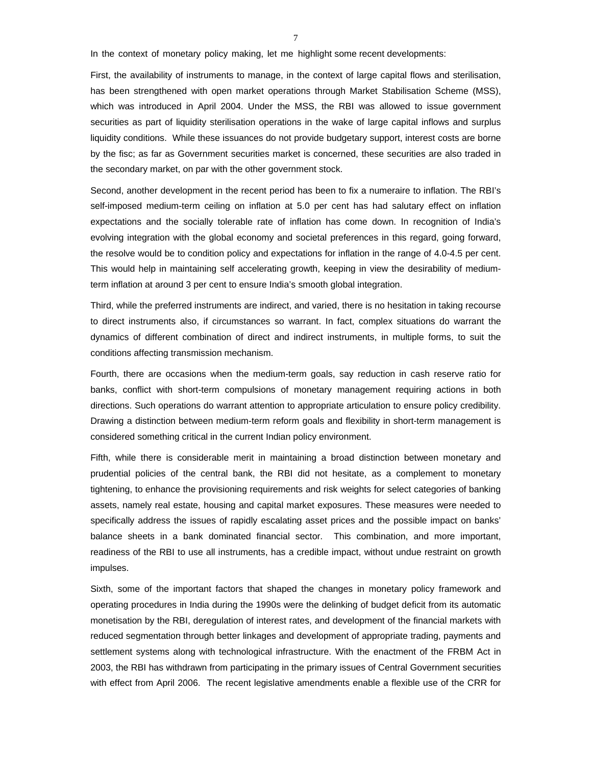In the context of monetary policy making, let me highlight some recent developments:

First, the availability of instruments to manage, in the context of large capital flows and sterilisation, has been strengthened with open market operations through Market Stabilisation Scheme (MSS), which was introduced in April 2004. Under the MSS, the RBI was allowed to issue government securities as part of liquidity sterilisation operations in the wake of large capital inflows and surplus liquidity conditions. While these issuances do not provide budgetary support, interest costs are borne by the fisc; as far as Government securities market is concerned, these securities are also traded in the secondary market, on par with the other government stock.

Second, another development in the recent period has been to fix a numeraire to inflation. The RBI's self-imposed medium-term ceiling on inflation at 5.0 per cent has had salutary effect on inflation expectations and the socially tolerable rate of inflation has come down. In recognition of India's evolving integration with the global economy and societal preferences in this regard, going forward, the resolve would be to condition policy and expectations for inflation in the range of 4.0-4.5 per cent. This would help in maintaining self accelerating growth, keeping in view the desirability of medium-term inflation at around 3 per cent to ensure India's smooth global integration.

Third, while the preferred instruments are indirect, and varied, there is no hesitation in taking recourse to direct instruments also, if circumstances so warrant. In fact, complex situations do warrant the dynamics of different combination of direct and indirect instruments, in multiple forms, to suit the conditions affecting transmission mechanism.

Fourth, there are occasions when the medium-term goals, say reduction in cash reserve ratio for banks, conflict with short-term compulsions of monetary management requiring actions in both directions. Such operations do warrant attention to appropriate articulation to ensure policy credibility. Drawing a distinction between medium-term reform goals and flexibility in short-term management is considered something critical in the current Indian policy environment.

Fifth, while there is considerable merit in maintaining a broad distinction between monetary and prudential policies of the central bank, the RBI did not hesitate, as a complement to monetary tightening, to enhance the provisioning requirements and risk weights for select categories of banking assets, namely real estate, housing and capital market exposures. These measures were needed to specifically address the issues of rapidly escalating asset prices and the possible impact on banks' balance sheets in a bank dominated financial sector. This combination, and more important, readiness of the RBI to use all instruments, has a credible impact, without undue restraint on growth impulses.

Sixth, some of the important factors that shaped the changes in monetary policy framework and operating procedures in India during the 1990s were the delinking of budget deficit from its automatic monetisation by the RBI, deregulation of interest rates, and development of the financial markets with reduced segmentation through better linkages and development of appropriate trading, payments and settlement systems along with technological infrastructure. With the enactment of the FRBM Act in 2003, the RBI has withdrawn from participating in the primary issues of Central Government securities with effect from April 2006. The recent legislative amendments enable a flexible use of the CRR for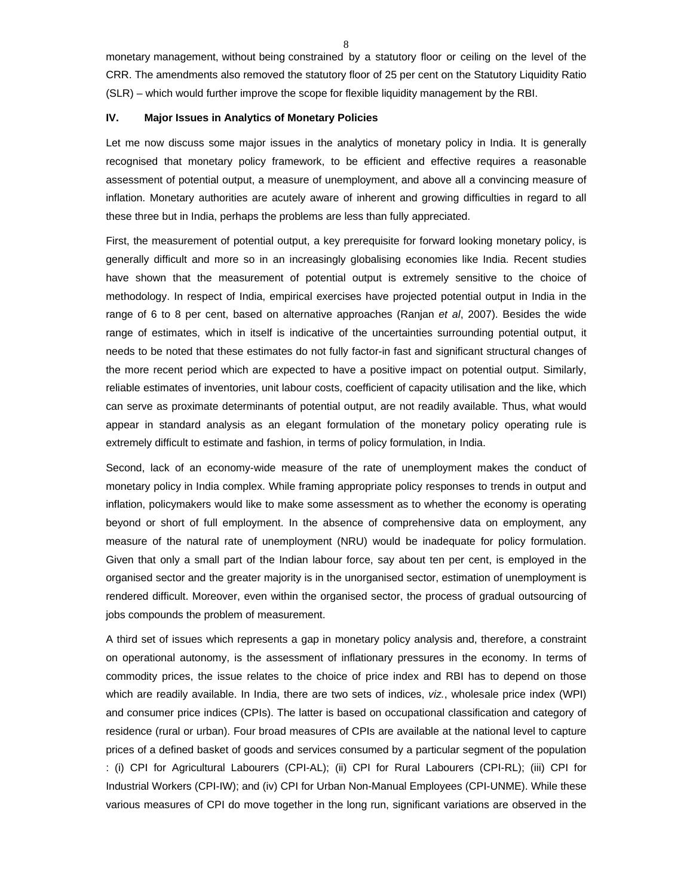monetary management, without being constrained by a statutory floor or ceiling on the level of the CRR. The amendments also removed the statutory floor of 25 per cent on the Statutory Liquidity Ratio (SLR) – which would further improve the scope for flexible liquidity management by the RBI.

## IV. Major Issues in Analytics of Monetary Policies

Let me now discuss some major issues in the analytics of monetary policy in India. It is generally recognised that monetary policy framework, to be efficient and effective requires a reasonable assessment of potential output, a measure of unemployment, and above all a convincing measure of inflation. Monetary authorities are acutely aware of inherent and growing difficulties in regard to all these three but in India, perhaps the problems are less than fully appreciated.

First, the measurement of potential output, a key prerequisite for forward looking monetary policy, is generally difficult and more so in an increasingly globalising economies like India. Recent studies have shown that the measurement of potential output is extremely sensitive to the choice of methodology. In respect of India, empirical exercises have projected potential output in India in the range of 6 to 8 per cent, based on alternative approaches (Ranjan *et al*, 2007). Besides the wide range of estimates, which in itself is indicative of the uncertainties surrounding potential output, it needs to be noted that these estimates do not fully factor-in fast and significant structural changes of the more recent period which are expected to have a positive impact on potential output. Similarly, reliable estimates of inventories, unit labour costs, coefficient of capacity utilisation and the like, which can serve as proximate determinants of potential output, are not readily available. Thus, what would appear in standard analysis as an elegant formulation of the monetary policy operating rule is extremely difficult to estimate and fashion, in terms of policy formulation, in India.

Second, lack of an economy-wide measure of the rate of unemployment makes the conduct of monetary policy in India complex. While framing appropriate policy responses to trends in output and inflation, policymakers would like to make some assessment as to whether the economy is operating beyond or short of full employment. In the absence of comprehensive data on employment, any measure of the natural rate of unemployment (NRU) would be inadequate for policy formulation. Given that only a small part of the Indian labour force, say about ten per cent, is employed in the organised sector and the greater majority is in the unorganised sector, estimation of unemployment is rendered difficult. Moreover, even within the organised sector, the process of gradual outsourcing of jobs compounds the problem of measurement.

A third set of issues which represents a gap in monetary policy analysis and, therefore, a constraint on operational autonomy, is the assessment of inflationary pressures in the economy. In terms of commodity prices, the issue relates to the choice of price index and RBI has to depend on those which are readily available. In India, there are two sets of indices, *viz.*, wholesale price index (WPI) and consumer price indices (CPIs). The latter is based on occupational classification and category of residence (rural or urban). Four broad measures of CPIs are available at the national level to capture prices of a defined basket of goods and services consumed by a particular segment of the population : (i) CPI for Agricultural Labourers (CPI-AL); (ii) CPI for Rural Labourers (CPI-RL); (iii) CPI for Industrial Workers (CPI-IW); and (iv) CPI for Urban Non-Manual Employees (CPI-UNME). While these various measures of CPI do move together in the long run, significant variations are observed in the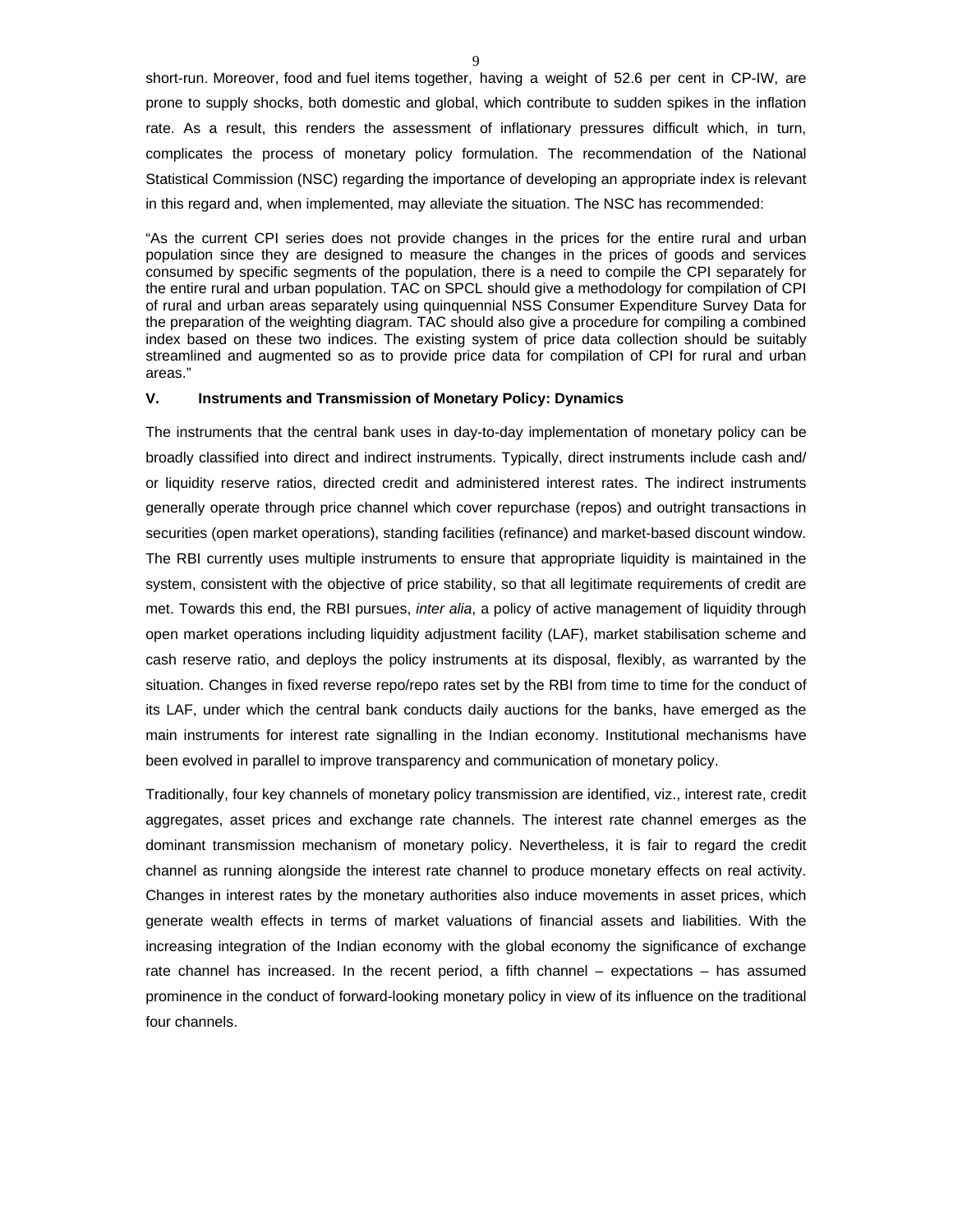short-run. Moreover, food and fuel items together, having a weight of 52.6 per cent in CP-IW, are prone to supply shocks, both domestic and global, which contribute to sudden spikes in the inflation rate. As a result, this renders the assessment of inflationary pressures difficult which, in turn, complicates the process of monetary policy formulation. The recommendation of the National Statistical Commission (NSC) regarding the importance of developing an appropriate index is relevant in this regard and, when implemented, may alleviate the situation. The NSC has recommended:

> "As the current CPI series does not provide changes in the prices for the entire rural and urban population since they are designed to measure the changes in the prices of goods and services consumed by specific segments of the population, there is a need to compile the CPI separately for the entire rural and urban population. TAC on SPCL should give a methodology for compilation of CPI of rural and urban areas separately using quinquennial NSS Consumer Expenditure Survey Data for the preparation of the weighting diagram. TAC should also give a procedure for compiling a combined index based on these two indices. The existing system of price data collection should be suitably streamlined and augmented so as to provide price data for compilation of CPI for rural and urban areas."

## V. Instruments and Transmission of Monetary Policy: Dynamics

The instruments that the central bank uses in day-to-day implementation of monetary policy can be broadly classified into direct and indirect instruments. Typically, direct instruments include cash and/ or liquidity reserve ratios, directed credit and administered interest rates. The indirect instruments generally operate through price channel which cover repurchase (repos) and outright transactions in securities (open market operations), standing facilities (refinance) and market-based discount window. The RBI currently uses multiple instruments to ensure that appropriate liquidity is maintained in the system, consistent with the objective of price stability, so that all legitimate requirements of credit are met. Towards this end, the RBI pursues, *inter alia*, a policy of active management of liquidity through open market operations including liquidity adjustment facility (LAF), market stabilisation scheme and cash reserve ratio, and deploys the policy instruments at its disposal, flexibly, as warranted by the situation. Changes in fixed reverse repo/repo rates set by the RBI from time to time for the conduct of its LAF, under which the central bank conducts daily auctions for the banks, have emerged as the main instruments for interest rate signalling in the Indian economy. Institutional mechanisms have been evolved in parallel to improve transparency and communication of monetary policy.

Traditionally, four key channels of monetary policy transmission are identified, viz., interest rate, credit aggregates, asset prices and exchange rate channels. The interest rate channel emerges as the dominant transmission mechanism of monetary policy. Nevertheless, it is fair to regard the credit channel as running alongside the interest rate channel to produce monetary effects on real activity. Changes in interest rates by the monetary authorities also induce movements in asset prices, which generate wealth effects in terms of market valuations of financial assets and liabilities. With the increasing integration of the Indian economy with the global economy the significance of exchange rate channel has increased. In the recent period, a fifth channel – expectations – has assumed prominence in the conduct of forward-looking monetary policy in view of its influence on the traditional four channels.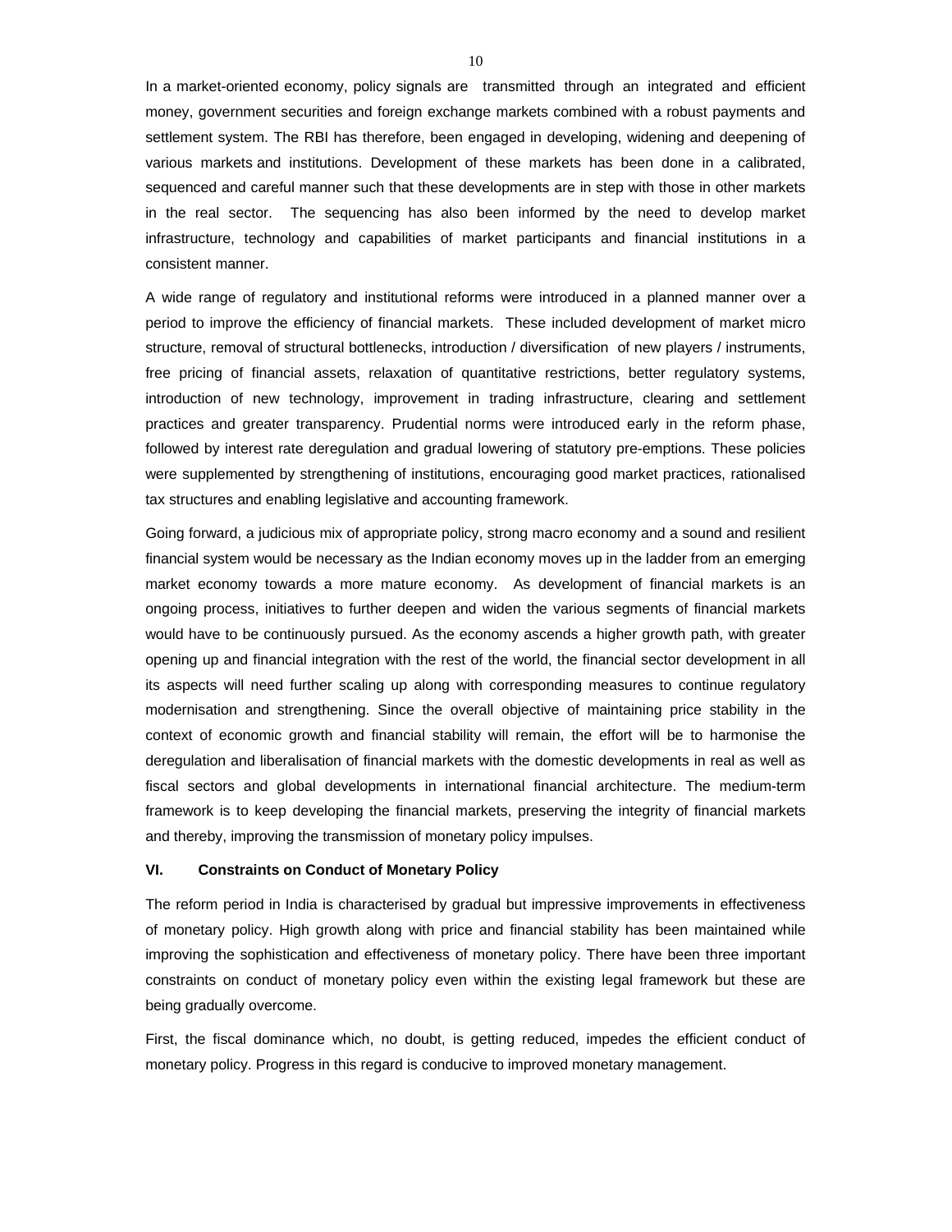In a market-oriented economy, policy signals are transmitted through an integrated and efficient money, government securities and foreign exchange markets combined with a robust payments and settlement system. The RBI has therefore, been engaged in developing, widening and deepening of various markets and institutions. Development of these markets has been done in a calibrated, sequenced and careful manner such that these developments are in step with those in other markets in the real sector. The sequencing has also been informed by the need to develop market infrastructure, technology and capabilities of market participants and financial institutions in a consistent manner.

A wide range of regulatory and institutional reforms were introduced in a planned manner over a period to improve the efficiency of financial markets. These included development of market micro structure, removal of structural bottlenecks, introduction / diversification of new players / instruments, free pricing of financial assets, relaxation of quantitative restrictions, better regulatory systems, introduction of new technology, improvement in trading infrastructure, clearing and settlement practices and greater transparency. Prudential norms were introduced early in the reform phase, followed by interest rate deregulation and gradual lowering of statutory pre-emptions. These policies were supplemented by strengthening of institutions, encouraging good market practices, rationalised tax structures and enabling legislative and accounting framework.

Going forward, a judicious mix of appropriate policy, strong macro economy and a sound and resilient financial system would be necessary as the Indian economy moves up in the ladder from an emerging market economy towards a more mature economy. As development of financial markets is an ongoing process, initiatives to further deepen and widen the various segments of financial markets would have to be continuously pursued. As the economy ascends a higher growth path, with greater opening up and financial integration with the rest of the world, the financial sector development in all its aspects will need further scaling up along with corresponding measures to continue regulatory modernisation and strengthening. Since the overall objective of maintaining price stability in the context of economic growth and financial stability will remain, the effort will be to harmonise the deregulation and liberalisation of financial markets with the domestic developments in real as well as fiscal sectors and global developments in international financial architecture. The medium-term framework is to keep developing the financial markets, preserving the integrity of financial markets and thereby, improving the transmission of monetary policy impulses.

## VI. Constraints on Conduct of Monetary Policy

The reform period in India is characterised by gradual but impressive improvements in effectiveness of monetary policy. High growth along with price and financial stability has been maintained while improving the sophistication and effectiveness of monetary policy. There have been three important constraints on conduct of monetary policy even within the existing legal framework but these are being gradually overcome.

First, the fiscal dominance which, no doubt, is getting reduced, impedes the efficient conduct of monetary policy. Progress in this regard is conducive to improved monetary management.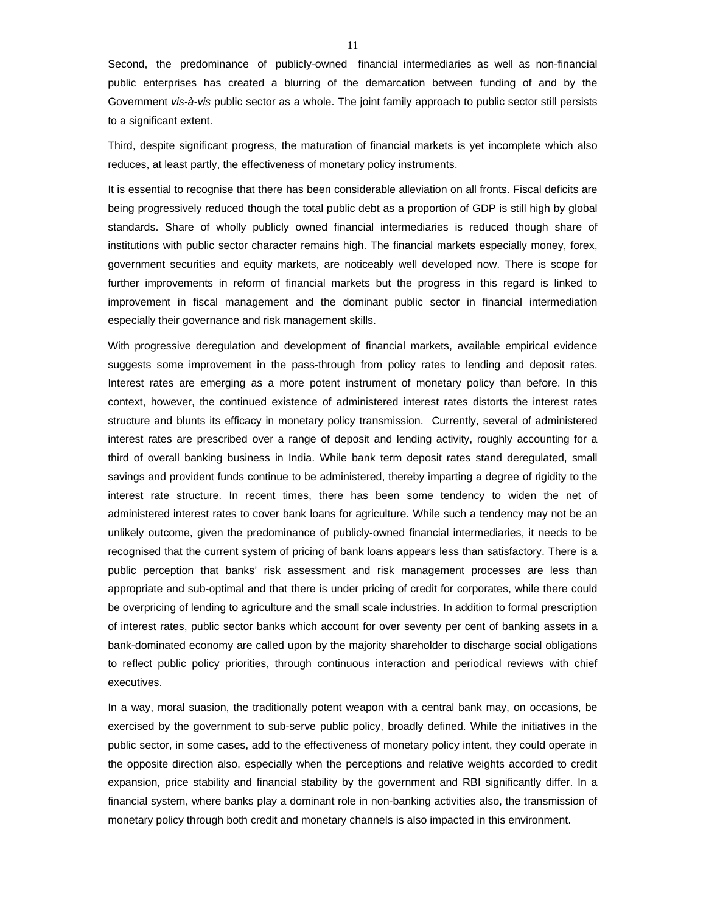Second, the predominance of publicly-owned financial intermediaries as well as non-financial public enterprises has created a blurring of the demarcation between funding of and by the Government *vis-à-vis* public sector as a whole. The joint family approach to public sector still persists to a significant extent.

Third, despite significant progress, the maturation of financial markets is yet incomplete which also reduces, at least partly, the effectiveness of monetary policy instruments.

It is essential to recognise that there has been considerable alleviation on all fronts. Fiscal deficits are being progressively reduced though the total public debt as a proportion of GDP is still high by global standards. Share of wholly publicly owned financial intermediaries is reduced though share of institutions with public sector character remains high. The financial markets especially money, forex, government securities and equity markets, are noticeably well developed now. There is scope for further improvements in reform of financial markets but the progress in this regard is linked to improvement in fiscal management and the dominant public sector in financial intermediation especially their governance and risk management skills.

With progressive deregulation and development of financial markets, available empirical evidence suggests some improvement in the pass-through from policy rates to lending and deposit rates. Interest rates are emerging as a more potent instrument of monetary policy than before. In this context, however, the continued existence of administered interest rates distorts the interest rates structure and blunts its efficacy in monetary policy transmission. Currently, several of administered interest rates are prescribed over a range of deposit and lending activity, roughly accounting for a third of overall banking business in India. While bank term deposit rates stand deregulated, small savings and provident funds continue to be administered, thereby imparting a degree of rigidity to the interest rate structure. In recent times, there has been some tendency to widen the net of administered interest rates to cover bank loans for agriculture. While such a tendency may not be an unlikely outcome, given the predominance of publicly-owned financial intermediaries, it needs to be recognised that the current system of pricing of bank loans appears less than satisfactory. There is a public perception that banks' risk assessment and risk management processes are less than appropriate and sub-optimal and that there is under pricing of credit for corporates, while there could be overpricing of lending to agriculture and the small scale industries. In addition to formal prescription of interest rates, public sector banks which account for over seventy per cent of banking assets in a bank-dominated economy are called upon by the majority shareholder to discharge social obligations to reflect public policy priorities, through continuous interaction and periodical reviews with chief executives.

In a way, moral suasion, the traditionally potent weapon with a central bank may, on occasions, be exercised by the government to sub-serve public policy, broadly defined. While the initiatives in the public sector, in some cases, add to the effectiveness of monetary policy intent, they could operate in the opposite direction also, especially when the perceptions and relative weights accorded to credit expansion, price stability and financial stability by the government and RBI significantly differ. In a financial system, where banks play a dominant role in non-banking activities also, the transmission of monetary policy through both credit and monetary channels is also impacted in this environment.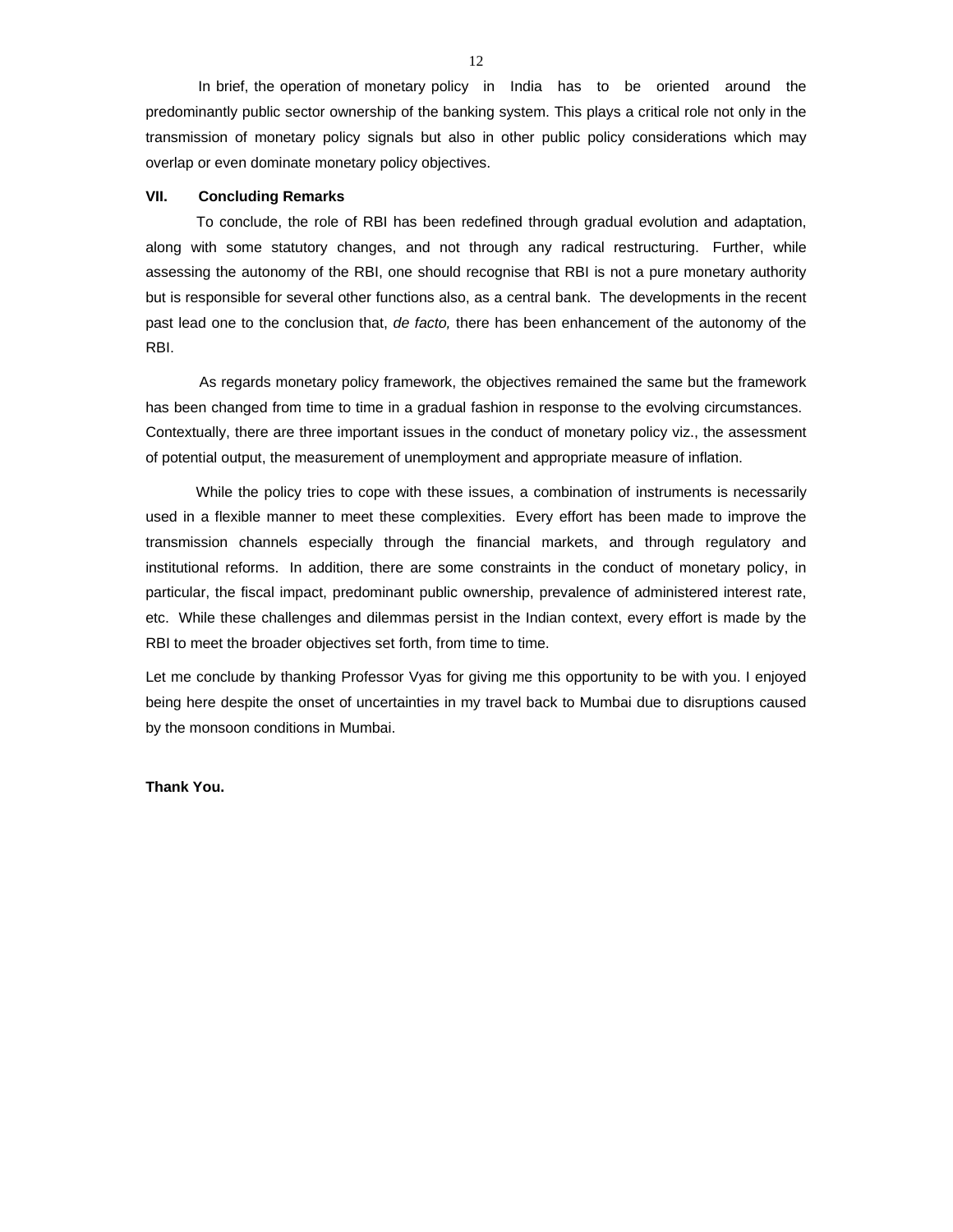In brief, the operation of monetary policy in India has to be oriented around the predominantly public sector ownership of the banking system. This plays a critical role not only in the transmission of monetary policy signals but also in other public policy considerations which may overlap or even dominate monetary policy objectives.

## VII. Concluding Remarks

To conclude, the role of RBI has been redefined through gradual evolution and adaptation, along with some statutory changes, and not through any radical restructuring. Further, while assessing the autonomy of the RBI, one should recognise that RBI is not a pure monetary authority but is responsible for several other functions also, as a central bank. The developments in the recent past lead one to the conclusion that, *de facto,* there has been enhancement of the autonomy of the RBI.

As regards monetary policy framework, the objectives remained the same but the framework has been changed from time to time in a gradual fashion in response to the evolving circumstances. Contextually, there are three important issues in the conduct of monetary policy viz., the assessment of potential output, the measurement of unemployment and appropriate measure of inflation.

While the policy tries to cope with these issues, a combination of instruments is necessarily used in a flexible manner to meet these complexities. Every effort has been made to improve the transmission channels especially through the financial markets, and through regulatory and institutional reforms. In addition, there are some constraints in the conduct of monetary policy, in particular, the fiscal impact, predominant public ownership, prevalence of administered interest rate, etc. While these challenges and dilemmas persist in the Indian context, every effort is made by the RBI to meet the broader objectives set forth, from time to time.

Let me conclude by thanking Professor Vyas for giving me this opportunity to be with you. I enjoyed being here despite the onset of uncertainties in my travel back to Mumbai due to disruptions caused by the monsoon conditions in Mumbai.

**Thank You.**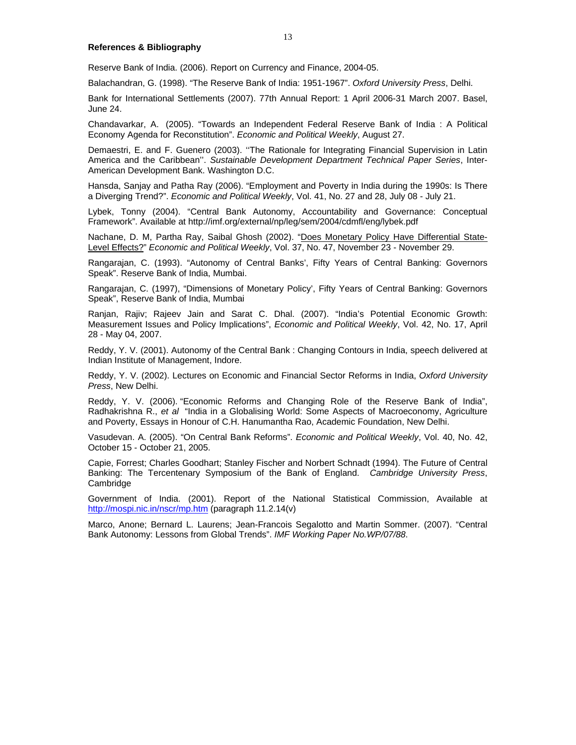**References & Bibliography**

Reserve Bank of India. (2006). Report on Currency and Finance, 2004-05.

Balachandran, G. (1998). "The Reserve Bank of India: 1951-1967". *Oxford University Press*, Delhi.

Bank for International Settlements (2007). 77th Annual Report: 1 April 2006-31 March 2007. Basel, June 24.

Chandavarkar, A. (2005). "Towards an Independent Federal Reserve Bank of India : A Political Economy Agenda for Reconstitution". *Economic and Political Weekly*, August 27.

Demaestri, E. and F. Guenero (2003). ''The Rationale for Integrating Financial Supervision in Latin America and the Caribbean''. *Sustainable Development Department Technical Paper Series*, Inter-American Development Bank. Washington D.C.

Hansda, Sanjay and Patha Ray (2006). "Employment and Poverty in India during the 1990s: Is There a Diverging Trend?". *Economic and Political Weekly*, Vol. 41, No. 27 and 28, July 08 - July 21.

Lybek, Tonny (2004). "Central Bank Autonomy, Accountability and Governance: Conceptual Framework". Available at http://imf.org/external/np/leg/sem/2004/cdmfl/eng/lybek.pdf

Nachane, D. M, Partha Ray, Saibal Ghosh (2002). "Does Monetary Policy Have Differential State-Level Effects?" *Economic and Political Weekly*, Vol. 37, No. 47, November 23 - November 29.

Rangarajan, C. (1993). "Autonomy of Central Banks', Fifty Years of Central Banking: Governors Speak". Reserve Bank of India, Mumbai.

Rangarajan, C. (1997), "Dimensions of Monetary Policy', Fifty Years of Central Banking: Governors Speak", Reserve Bank of India, Mumbai

Ranjan, Rajiv; Rajeev Jain and Sarat C. Dhal. (2007). "India's Potential Economic Growth: Measurement Issues and Policy Implications", *Economic and Political Weekly*, Vol. 42, No. 17, April 28 - May 04, 2007.

Reddy, Y. V. (2001). Autonomy of the Central Bank : Changing Contours in India, speech delivered at Indian Institute of Management, Indore.

Reddy, Y. V. (2002). Lectures on Economic and Financial Sector Reforms in India, *Oxford University Press*, New Delhi.

Reddy, Y. V. (2006). "Economic Reforms and Changing Role of the Reserve Bank of India", Radhakrishna R., *et al* "India in a Globalising World: Some Aspects of Macroeconomy, Agriculture and Poverty, Essays in Honour of C.H. Hanumantha Rao, Academic Foundation, New Delhi.

Vasudevan. A. (2005). "On Central Bank Reforms". *Economic and Political Weekly*, Vol. 40, No. 42, October 15 - October 21, 2005.

Capie, Forrest; Charles Goodhart; Stanley Fischer and Norbert Schnadt (1994). The Future of Central Banking: The Tercentenary Symposium of the Bank of England. *Cambridge University Press*, Cambridge

Government of India. (2001). Report of the National Statistical Commission, Available at http://mospi.nic.in/nscr/mp.htm (paragraph 11.2.14(v)

Marco, Anone; Bernard L. Laurens; Jean-Francois Segalotto and Martin Sommer. (2007). "Central Bank Autonomy: Lessons from Global Trends". *IMF Working Paper No.WP/07/88*.